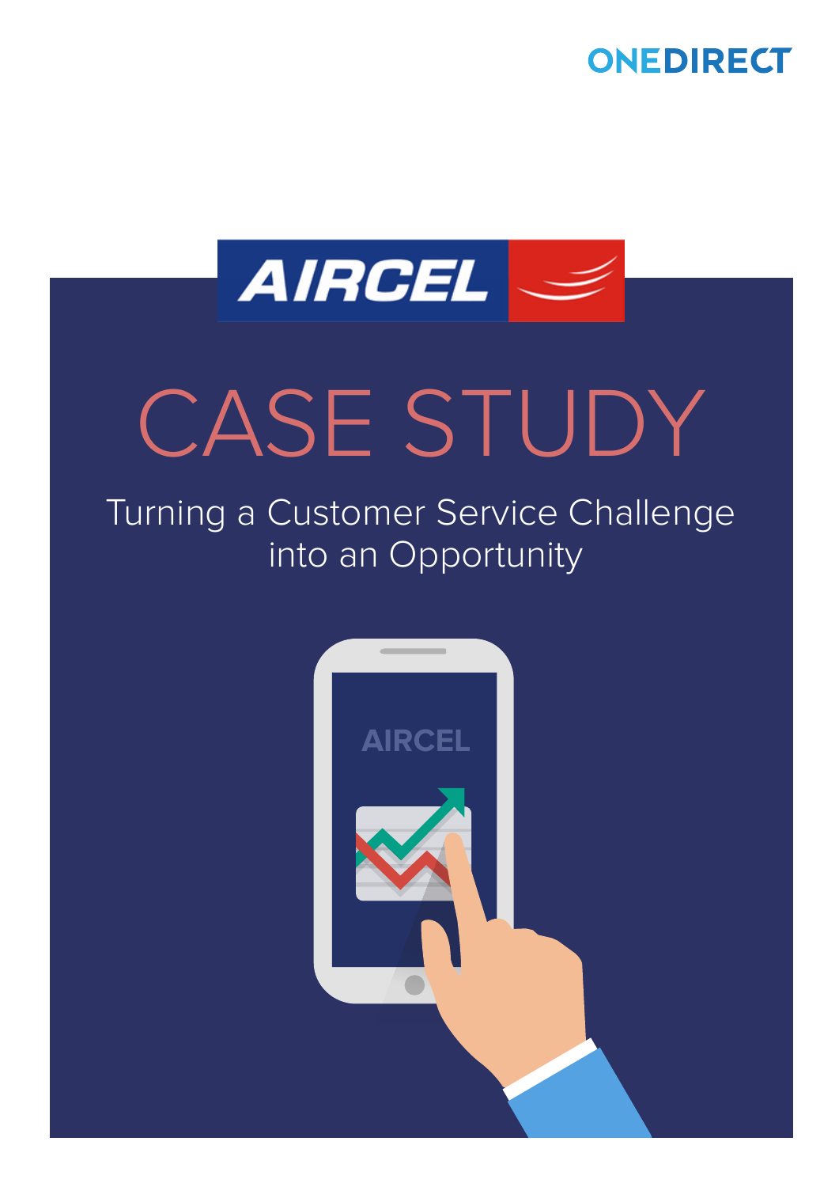ONEDIRECT

AIRCEL

# CASE STUDY

## Turning a Customer Service Challenge into an Opportunity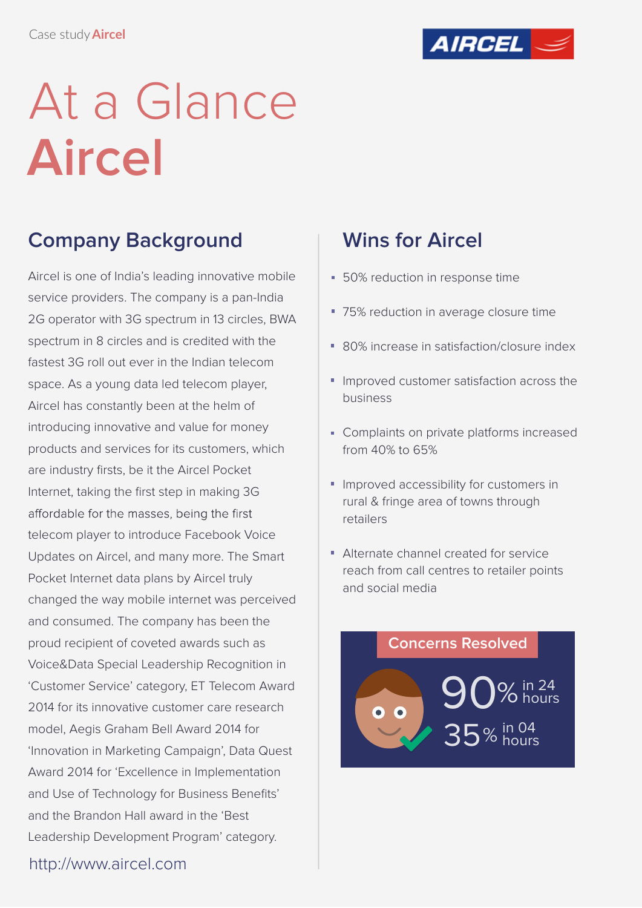Case study **Aircel**

# At a Glance **Aircel**

## Company Background

Aircel is one of India's leading innovative mobile service providers. The company is a pan-India 2G operator with 3G spectrum in 13 circles, BWA spectrum in 8 circles and is credited with the fastest 3G roll out ever in the Indian telecom space. As a young data led telecom player, Aircel has constantly been at the helm of introducing innovative and value for money products and services for its customers, which are industry firsts, be it the Aircel Pocket Internet, taking the first step in making 3G affordable for the masses, being the first telecom player to introduce Facebook Voice Updates on Aircel, and many more. The Smart Pocket Internet data plans by Aircel truly changed the way mobile internet was perceived and consumed. The company has been the proud recipient of coveted awards such as Voice&Data Special Leadership Recognition in 'Customer Service' category, ET Telecom Award 2014 for its innovative customer care research model, Aegis Graham Bell Award 2014 for 'Innovation in Marketing Campaign', Data Quest Award 2014 for 'Excellence in Implementation and Use of Technology for Business Benefits' and the Brandon Hall award in the 'Best Leadership Development Program' category.

http://www.aircel.com

## Wins for Aircel

- 50% reduction in response time
- 75% reduction in average closure time
- 80% increase in satisfaction/closure index
- Improved customer satisfaction across the business
- Complaints on private platforms increased from 40% to 65%
- Improved accessibility for customers in rural & fringe area of towns through retailers
- Alternate channel created for service reach from call centres to retailer points and social media

**Concerns Resolved**

90% in 24 hours

35% in 04 hours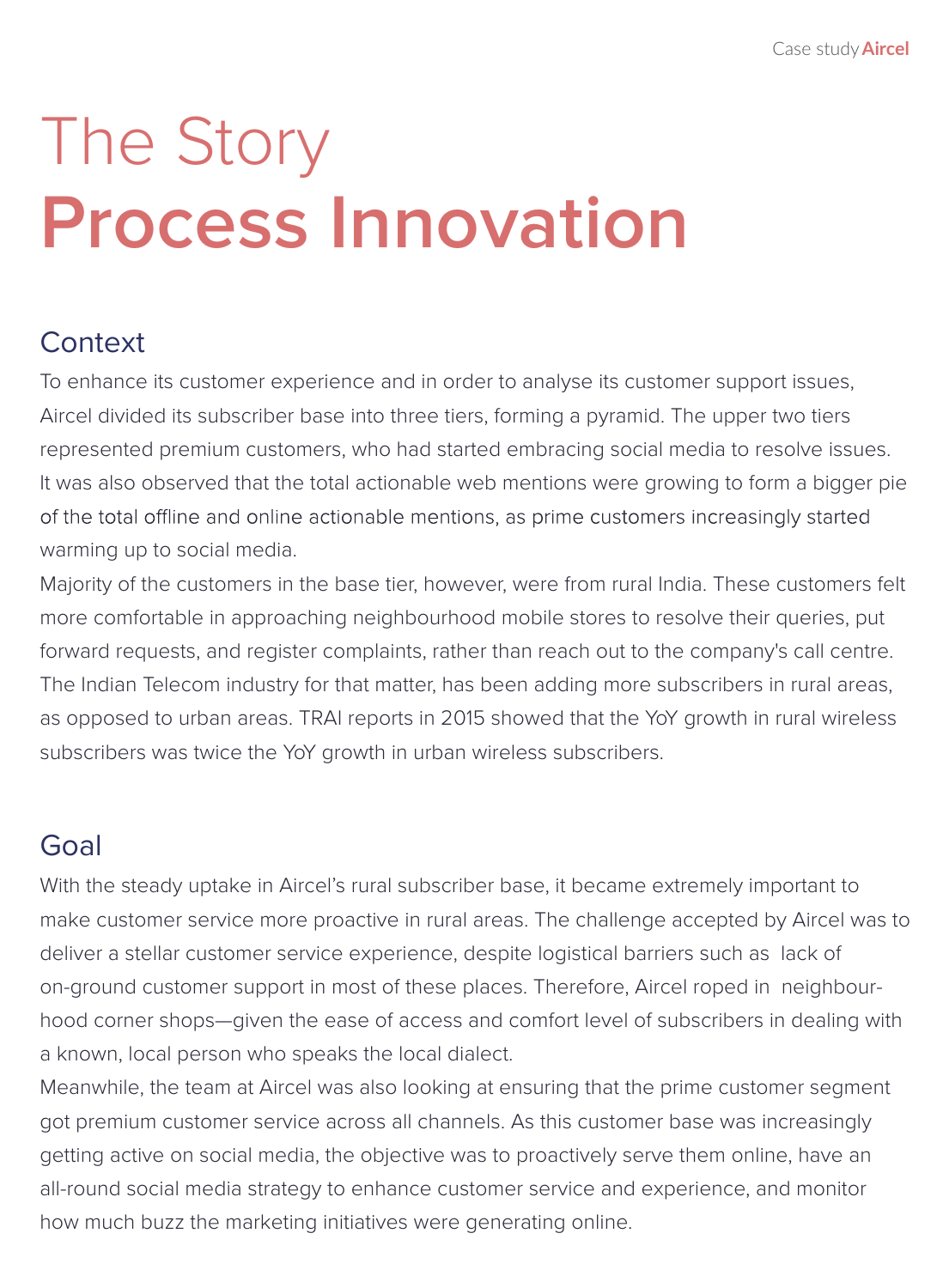# The Story
# Process Innovation

## Context

To enhance its customer experience and in order to analyse its customer support issues, Aircel divided its subscriber base into three tiers, forming a pyramid. The upper two tiers represented premium customers, who had started embracing social media to resolve issues. It was also observed that the total actionable web mentions were growing to form a bigger pie of the total offline and online actionable mentions, as prime customers increasingly started warming up to social media.

Majority of the customers in the base tier, however, were from rural India. These customers felt more comfortable in approaching neighbourhood mobile stores to resolve their queries, put forward requests, and register complaints, rather than reach out to the company's call centre. The Indian Telecom industry for that matter, has been adding more subscribers in rural areas, as opposed to urban areas. TRAI reports in 2015 showed that the YoY growth in rural wireless subscribers was twice the YoY growth in urban wireless subscribers.

## Goal

With the steady uptake in Aircel's rural subscriber base, it became extremely important to make customer service more proactive in rural areas. The challenge accepted by Aircel was to deliver a stellar customer service experience, despite logistical barriers such as lack of on-ground customer support in most of these places. Therefore, Aircel roped in neighbourhood corner shops—given the ease of access and comfort level of subscribers in dealing with a known, local person who speaks the local dialect.

Meanwhile, the team at Aircel was also looking at ensuring that the prime customer segment got premium customer service across all channels. As this customer base was increasingly getting active on social media, the objective was to proactively serve them online, have an all-round social media strategy to enhance customer service and experience, and monitor how much buzz the marketing initiatives were generating online.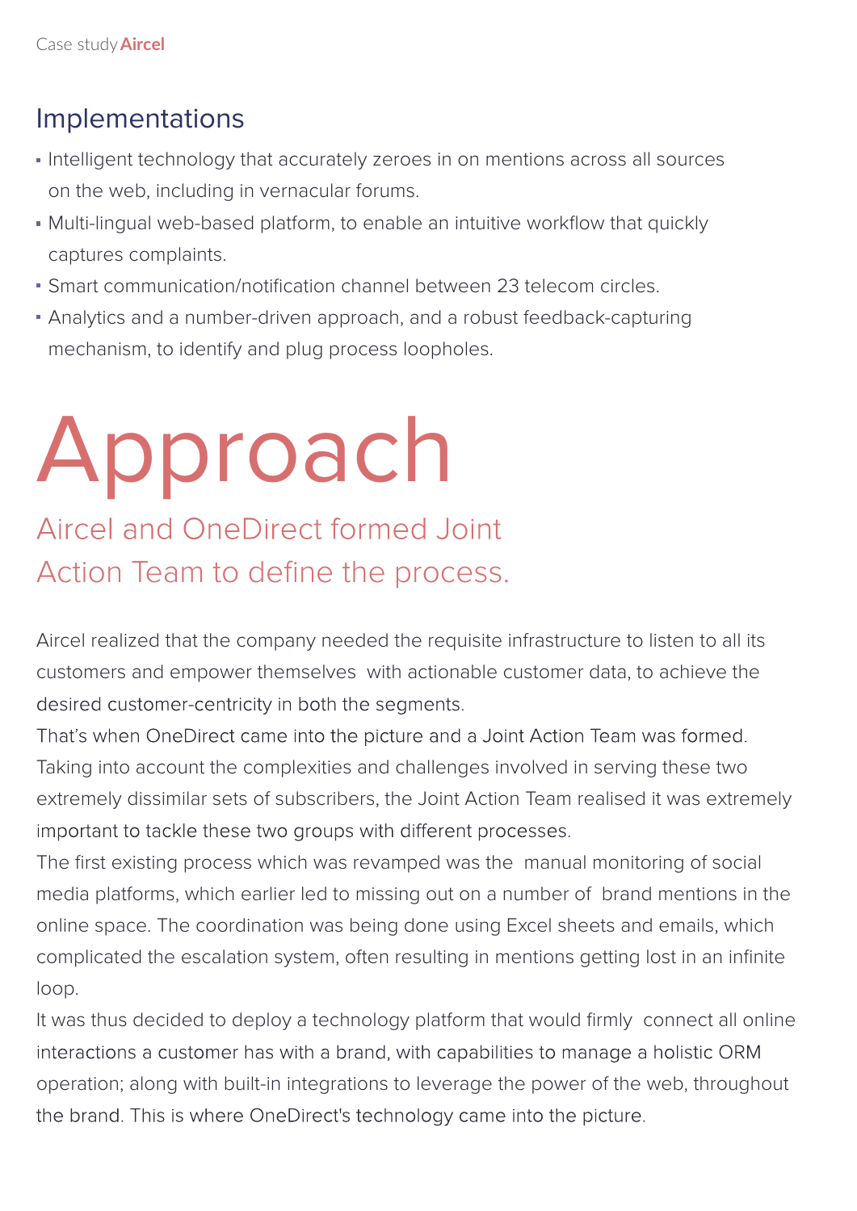## Implementations

- Intelligent technology that accurately zeroes in on mentions across all sources on the web, including in vernacular forums.
- Multi-lingual web-based platform, to enable an intuitive workflow that quickly captures complaints.
- Smart communication/notification channel between 23 telecom circles.
- Analytics and a number-driven approach, and a robust feedback-capturing mechanism, to identify and plug process loopholes.

# Approach

## Aircel and OneDirect formed Joint Action Team to define the process.

Aircel realized that the company needed the requisite infrastructure to listen to all its customers and empower themselves with actionable customer data, to achieve the desired customer-centricity in both the segments.
That's when OneDirect came into the picture and a Joint Action Team was formed. Taking into account the complexities and challenges involved in serving these two extremely dissimilar sets of subscribers, the Joint Action Team realised it was extremely important to tackle these two groups with different processes.
The first existing process which was revamped was the manual monitoring of social media platforms, which earlier led to missing out on a number of brand mentions in the online space. The coordination was being done using Excel sheets and emails, which complicated the escalation system, often resulting in mentions getting lost in an infinite loop.
It was thus decided to deploy a technology platform that would firmly connect all online interactions a customer has with a brand, with capabilities to manage a holistic ORM operation; along with built-in integrations to leverage the power of the web, throughout the brand. This is where OneDirect's technology came into the picture.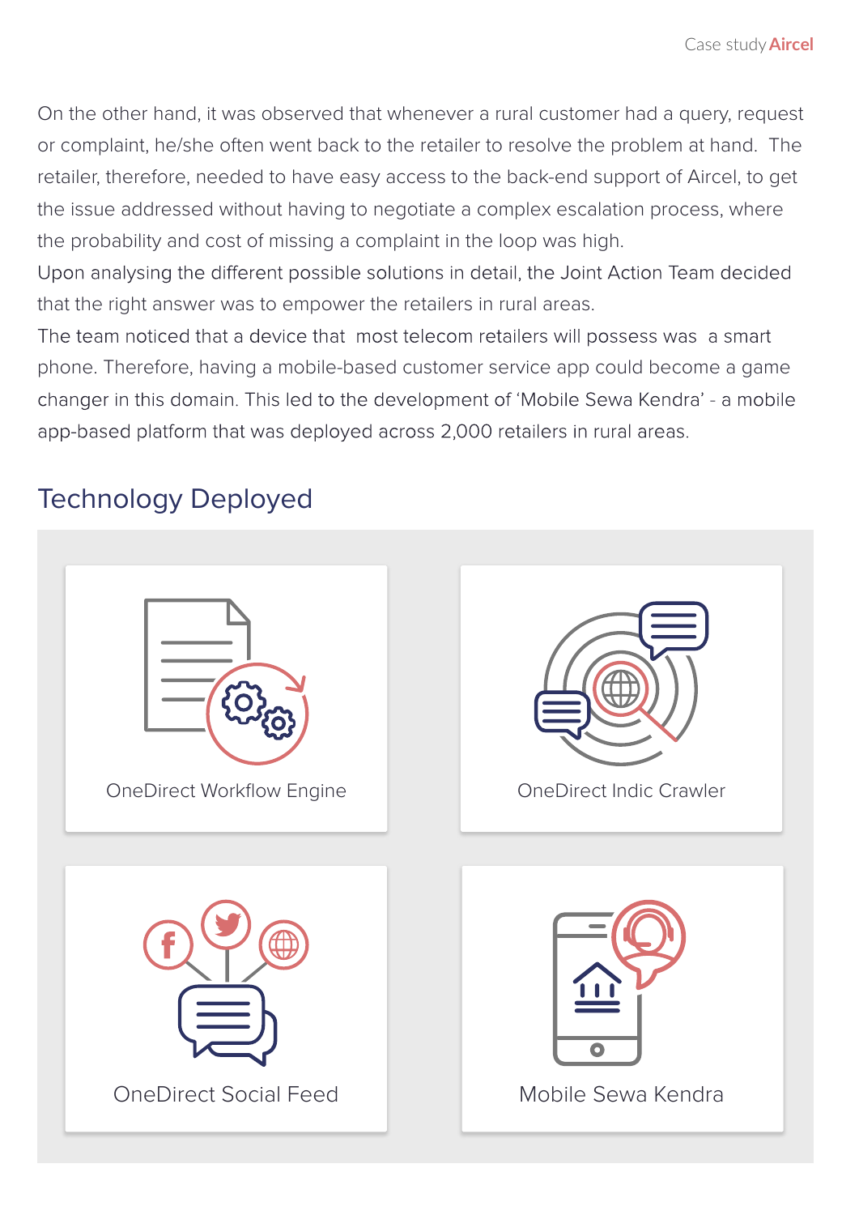On the other hand, it was observed that whenever a rural customer had a query, request or complaint, he/she often went back to the retailer to resolve the problem at hand. The retailer, therefore, needed to have easy access to the back-end support of Aircel, to get the issue addressed without having to negotiate a complex escalation process, where the probability and cost of missing a complaint in the loop was high.

Upon analysing the different possible solutions in detail, the Joint Action Team decided that the right answer was to empower the retailers in rural areas.

The team noticed that a device that most telecom retailers will possess was a smart phone. Therefore, having a mobile-based customer service app could become a game changer in this domain. This led to the development of 'Mobile Sewa Kendra' - a mobile app-based platform that was deployed across 2,000 retailers in rural areas.

## Technology Deployed

- OneDirect Workflow Engine
- OneDirect Indic Crawler
- OneDirect Social Feed
- Mobile Sewa Kendra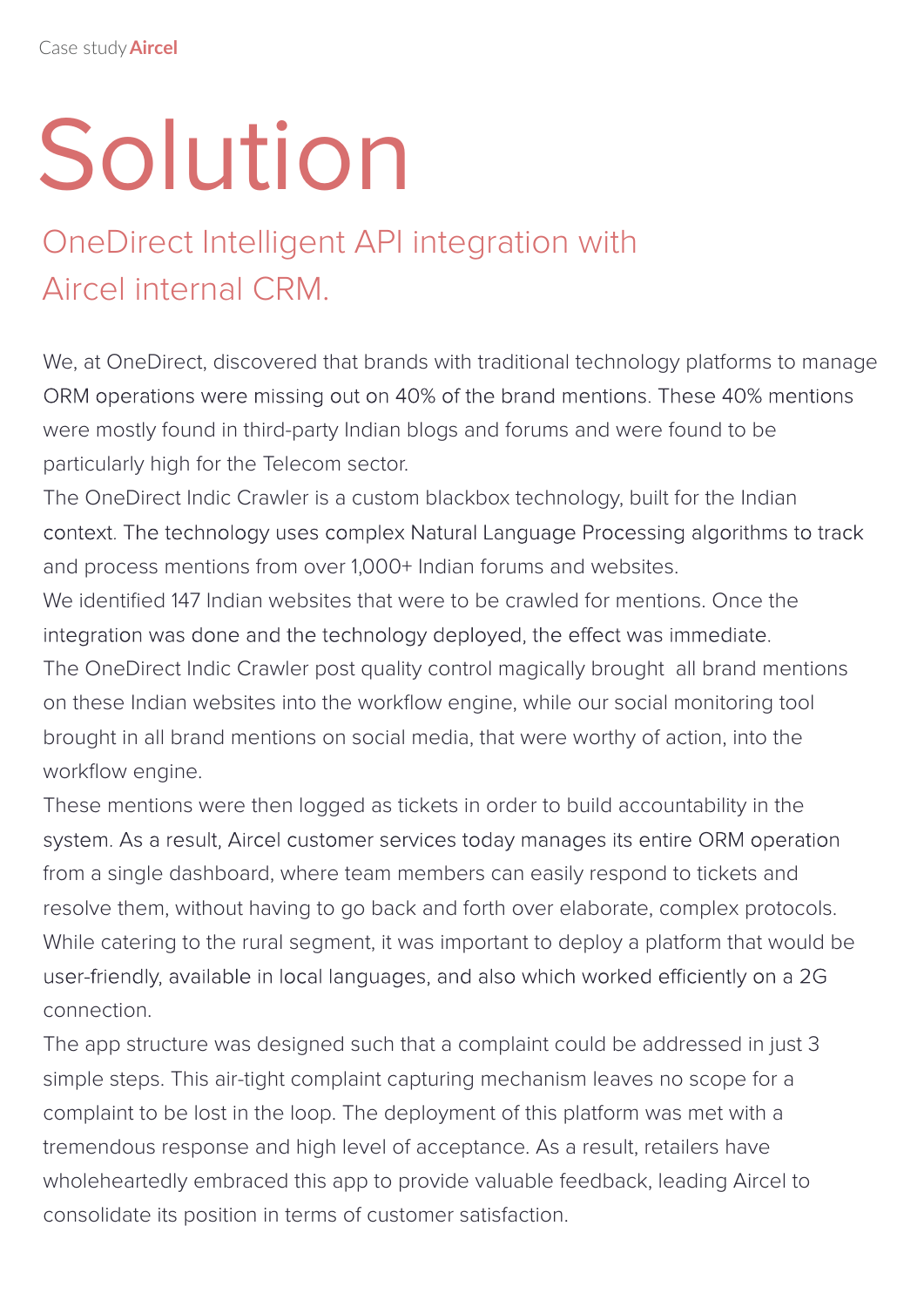# Solution

## OneDirect Intelligent API integration with Aircel internal CRM.

We, at OneDirect, discovered that brands with traditional technology platforms to manage ORM operations were missing out on 40% of the brand mentions. These 40% mentions were mostly found in third-party Indian blogs and forums and were found to be particularly high for the Telecom sector.

The OneDirect Indic Crawler is a custom blackbox technology, built for the Indian context. The technology uses complex Natural Language Processing algorithms to track and process mentions from over 1,000+ Indian forums and websites.

We identified 147 Indian websites that were to be crawled for mentions. Once the integration was done and the technology deployed, the effect was immediate.

The OneDirect Indic Crawler post quality control magically brought all brand mentions on these Indian websites into the workflow engine, while our social monitoring tool brought in all brand mentions on social media, that were worthy of action, into the workflow engine.

These mentions were then logged as tickets in order to build accountability in the system. As a result, Aircel customer services today manages its entire ORM operation from a single dashboard, where team members can easily respond to tickets and resolve them, without having to go back and forth over elaborate, complex protocols.

While catering to the rural segment, it was important to deploy a platform that would be user-friendly, available in local languages, and also which worked efficiently on a 2G connection.

The app structure was designed such that a complaint could be addressed in just 3 simple steps. This air-tight complaint capturing mechanism leaves no scope for a complaint to be lost in the loop. The deployment of this platform was met with a tremendous response and high level of acceptance. As a result, retailers have wholeheartedly embraced this app to provide valuable feedback, leading Aircel to consolidate its position in terms of customer satisfaction.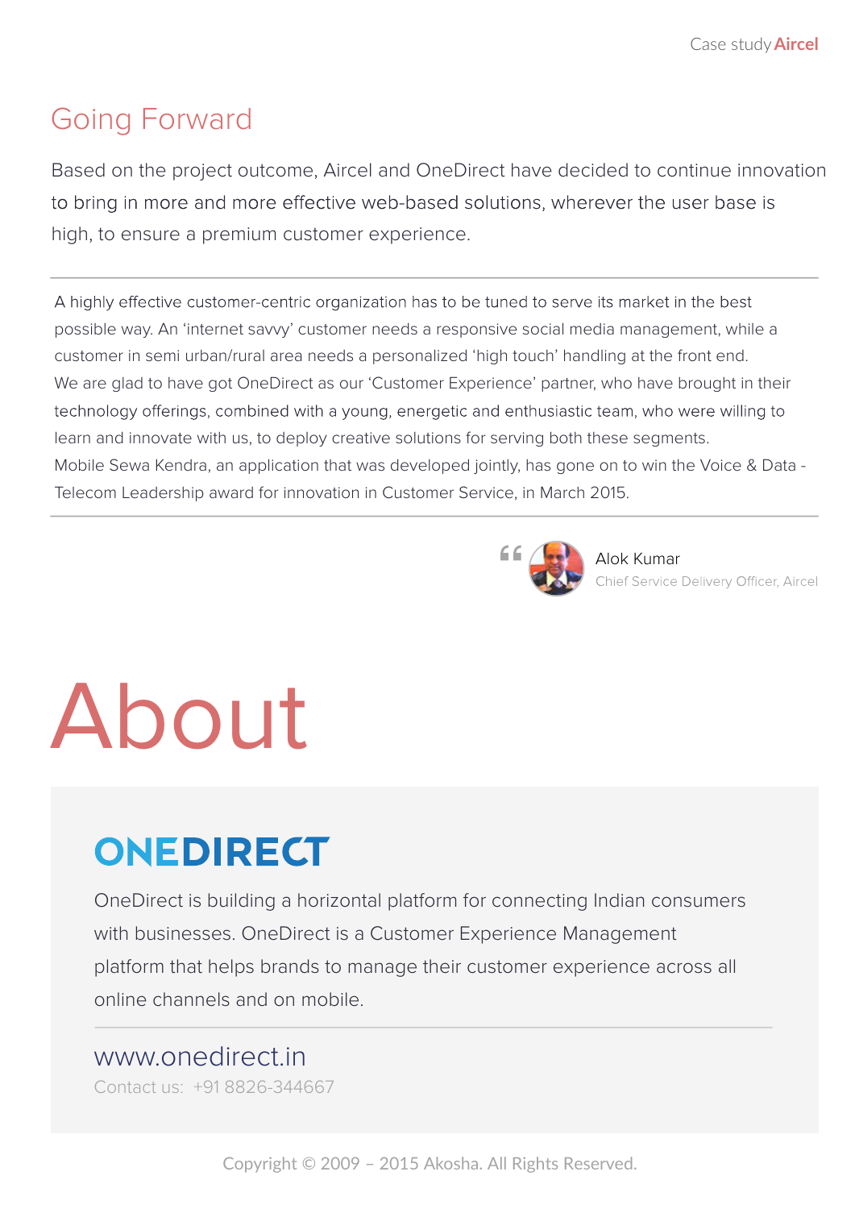## Going Forward

Based on the project outcome, Aircel and OneDirect have decided to continue innovation to bring in more and more effective web-based solutions, wherever the user base is high, to ensure a premium customer experience.

---

A highly effective customer-centric organization has to be tuned to serve its market in the best possible way. An 'internet savvy' customer needs a responsive social media management, while a customer in semi urban/rural area needs a personalized 'high touch' handling at the front end.
We are glad to have got OneDirect as our 'Customer Experience' partner, who have brought in their technology offerings, combined with a young, energetic and enthusiastic team, who were willing to learn and innovate with us, to deploy creative solutions for serving both these segments.
Mobile Sewa Kendra, an application that was developed jointly, has gone on to win the Voice & Data - Telecom Leadership award for innovation in Customer Service, in March 2015.

---

Alok Kumar
Chief Service Delivery Officer, Aircel

# About

## ONEDIRECT

OneDirect is building a horizontal platform for connecting Indian consumers with businesses. OneDirect is a Customer Experience Management platform that helps brands to manage their customer experience across all online channels and on mobile.

www.onedirect.in
Contact us: +91 8826-344667

Copyright © 2009 – 2015 Akosha. All Rights Reserved.